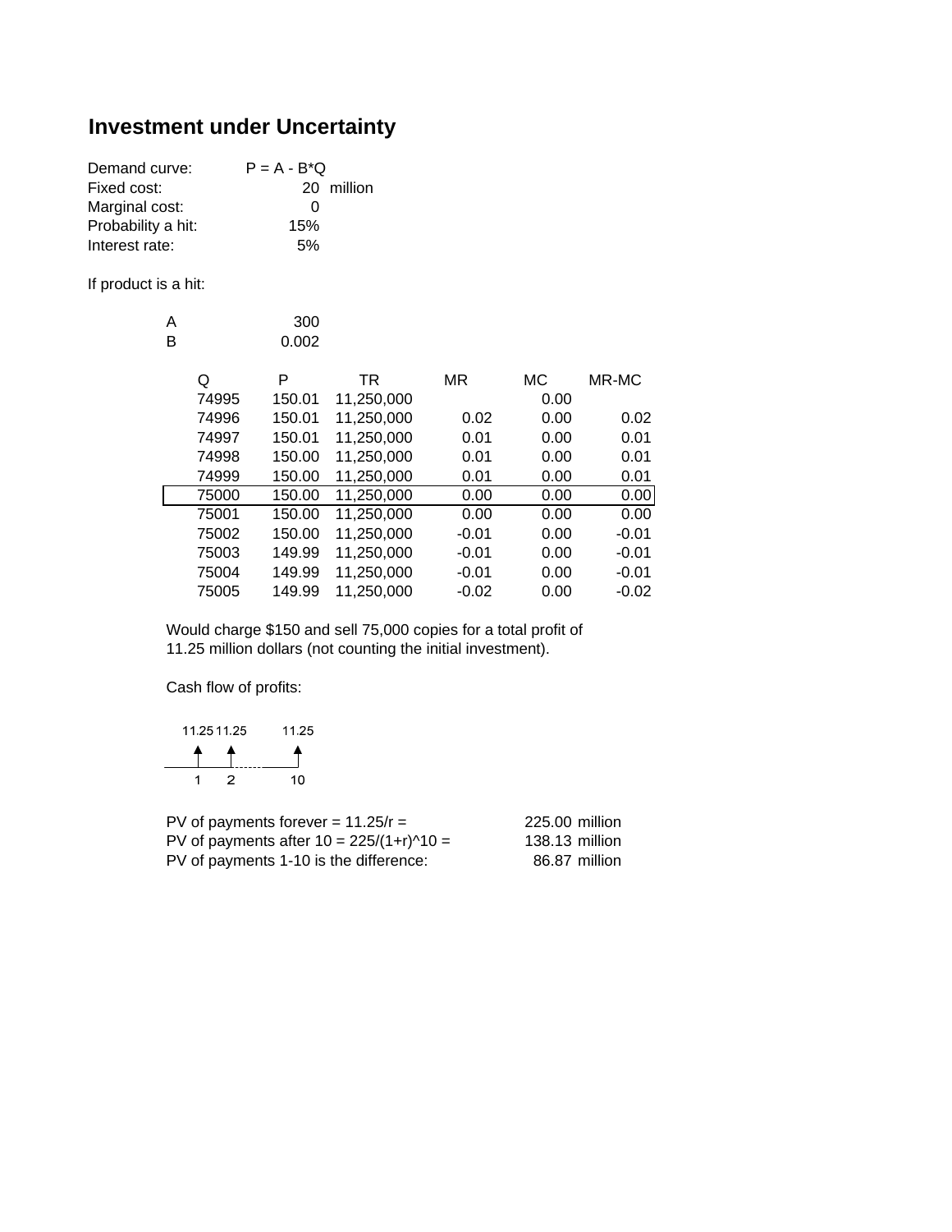# Investment under Uncertainty

| | | |
|---|---|---|
| Demand curve: | P = A - B*Q | |
| Fixed cost: | 20 | million |
| Marginal cost: | 0 | |
| Probability a hit: | 15% | |
| Interest rate: | 5% | |

If product is a hit:

| | |
|---|---|
| A | 300 |
| B | 0.002 |

| Q | P | TR | MR | MC | MR-MC |
|---|---|---|---|---|---|
| 74995 | 150.01 | 11,250,000 | | 0.00 | |
| 74996 | 150.01 | 11,250,000 | 0.02 | 0.00 | 0.02 |
| 74997 | 150.01 | 11,250,000 | 0.01 | 0.00 | 0.01 |
| 74998 | 150.00 | 11,250,000 | 0.01 | 0.00 | 0.01 |
| 74999 | 150.00 | 11,250,000 | 0.01 | 0.00 | 0.01 |
| 75000 | 150.00 | 11,250,000 | 0.00 | 0.00 | 0.00 |
| 75001 | 150.00 | 11,250,000 | 0.00 | 0.00 | 0.00 |
| 75002 | 150.00 | 11,250,000 | -0.01 | 0.00 | -0.01 |
| 75003 | 149.99 | 11,250,000 | -0.01 | 0.00 | -0.01 |
| 75004 | 149.99 | 11,250,000 | -0.01 | 0.00 | -0.01 |
| 75005 | 149.99 | 11,250,000 | -0.02 | 0.00 | -0.02 |

Would charge $150 and sell 75,000 copies for a total profit of 11.25 million dollars (not counting the initial investment).

Cash flow of profits:

| Period | 1 | 2 | ... | 10 |
|---|---|---|---|---|
| Profit | 11.25 | 11.25 | ... | 11.25 |

| | | |
|---|---|---|
| PV of payments forever = 11.25/r = | 225.00 | million |
| PV of payments after 10 = 225/(1+r)^10 = | 138.13 | million |
| PV of payments 1-10 is the difference: | 86.87 | million |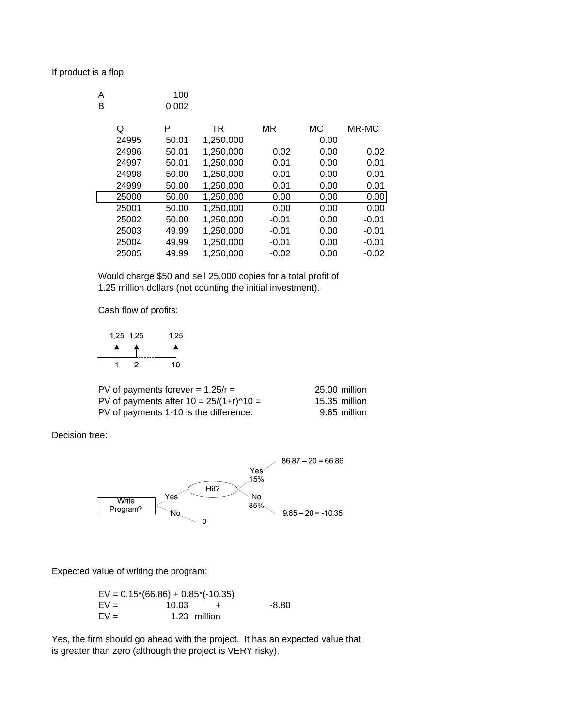If product is a flop:

| | |
|---|---|
| A | 100 |
| B | 0.002 |

| Q | P | TR | MR | MC | MR-MC |
|---|---|---|---|---|---|
| 24995 | 50.01 | 1,250,000 | | 0.00 | |
| 24996 | 50.01 | 1,250,000 | 0.02 | 0.00 | 0.02 |
| 24997 | 50.01 | 1,250,000 | 0.01 | 0.00 | 0.01 |
| 24998 | 50.00 | 1,250,000 | 0.01 | 0.00 | 0.01 |
| 24999 | 50.00 | 1,250,000 | 0.01 | 0.00 | 0.01 |
| 25000 | 50.00 | 1,250,000 | 0.00 | 0.00 | 0.00 |
| 25001 | 50.00 | 1,250,000 | 0.00 | 0.00 | 0.00 |
| 25002 | 50.00 | 1,250,000 | -0.01 | 0.00 | -0.01 |
| 25003 | 49.99 | 1,250,000 | -0.01 | 0.00 | -0.01 |
| 25004 | 49.99 | 1,250,000 | -0.01 | 0.00 | -0.01 |
| 25005 | 49.99 | 1,250,000 | -0.02 | 0.00 | -0.02 |

Would charge $50 and sell 25,000 copies for a total profit of 1.25 million dollars (not counting the initial investment).

Cash flow of profits:

1.25 1.25 1.25

1 2 10

| | | |
|---|---|---|
| PV of payments forever = 1.25/r = | 25.00 | million |
| PV of payments after 10 = 25/(1+r)^10 = | 15.35 | million |
| PV of payments 1-10 is the difference: | 9.65 | million |

Decision tree:

Write Program?

Yes

Hit?

Yes 15%

86.87 – 20 = 66.86

No 85%

9.65 – 20 = -10.35

No

0

Expected value of writing the program:

EV = 0.15*(66.86) + 0.85*(-10.35)

EV = 10.03 + -8.80

EV = 1.23 million

Yes, the firm should go ahead with the project. It has an expected value that is greater than zero (although the project is VERY risky).